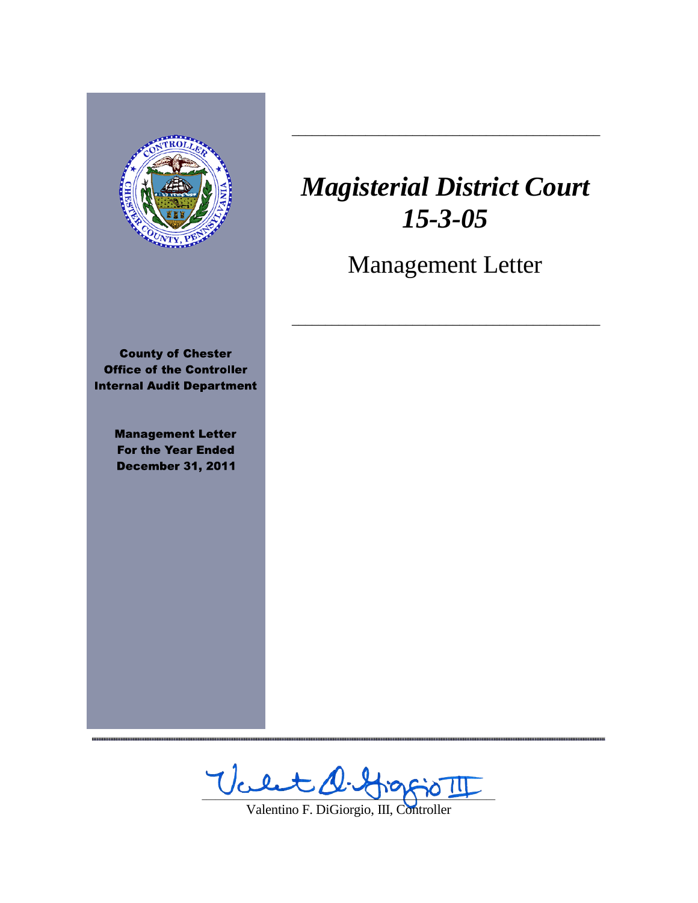# *Magisterial District Court 15-3-05*

## Management Letter

**County of Chester**
**Office of the Controller**
**Internal Audit Department**

**Management Letter**
**For the Year Ended**
**December 31, 2011**

Valentino F. DiGiorgio, III, Controller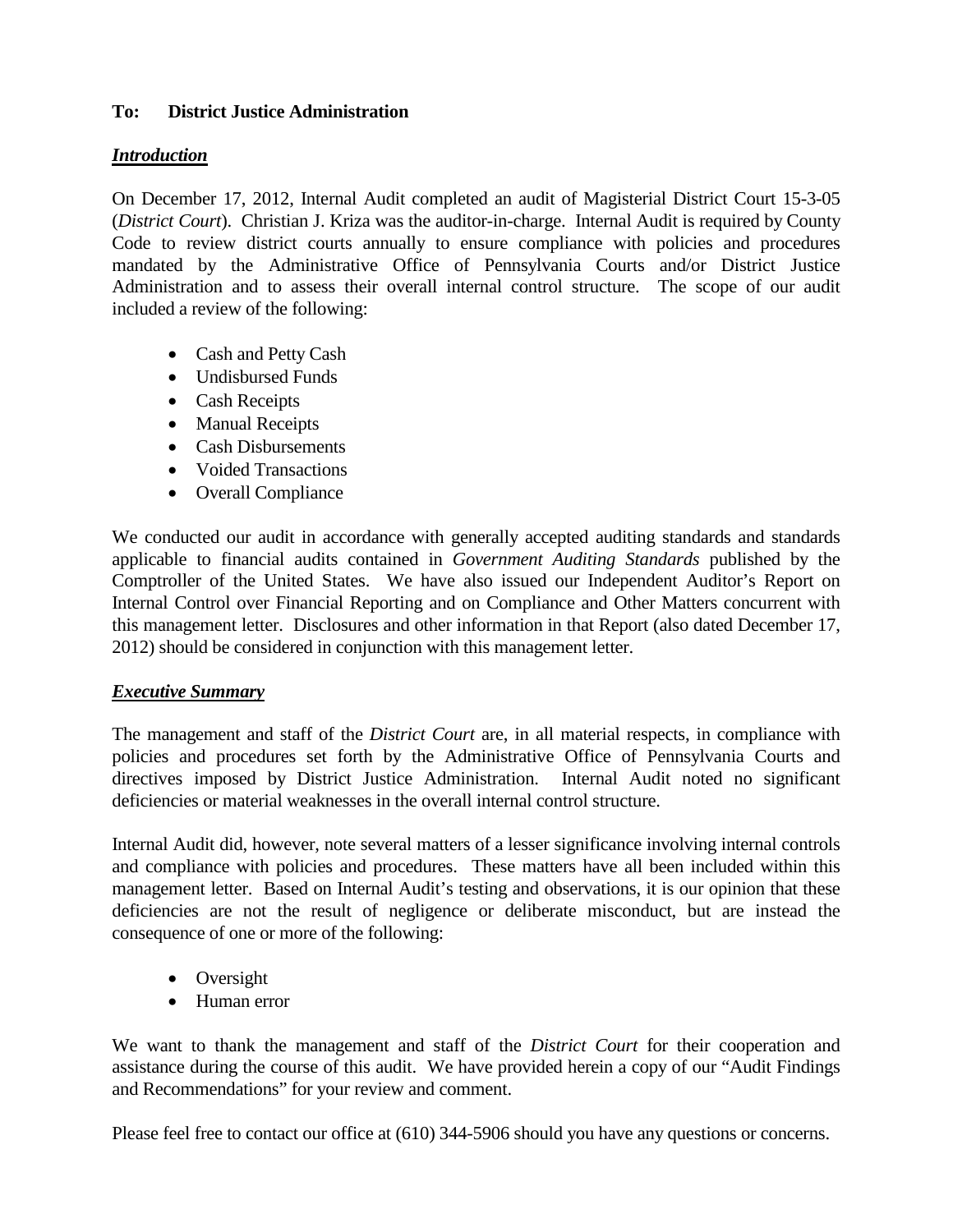**To: District Justice Administration**

***Introduction***

On December 17, 2012, Internal Audit completed an audit of Magisterial District Court 15-3-05 (*District Court*). Christian J. Kriza was the auditor-in-charge. Internal Audit is required by County Code to review district courts annually to ensure compliance with policies and procedures mandated by the Administrative Office of Pennsylvania Courts and/or District Justice Administration and to assess their overall internal control structure. The scope of our audit included a review of the following:

- Cash and Petty Cash
- Undisbursed Funds
- Cash Receipts
- Manual Receipts
- Cash Disbursements
- Voided Transactions
- Overall Compliance

We conducted our audit in accordance with generally accepted auditing standards and standards applicable to financial audits contained in *Government Auditing Standards* published by the Comptroller of the United States. We have also issued our Independent Auditor's Report on Internal Control over Financial Reporting and on Compliance and Other Matters concurrent with this management letter. Disclosures and other information in that Report (also dated December 17, 2012) should be considered in conjunction with this management letter.

***Executive Summary***

The management and staff of the *District Court* are, in all material respects, in compliance with policies and procedures set forth by the Administrative Office of Pennsylvania Courts and directives imposed by District Justice Administration. Internal Audit noted no significant deficiencies or material weaknesses in the overall internal control structure.

Internal Audit did, however, note several matters of a lesser significance involving internal controls and compliance with policies and procedures. These matters have all been included within this management letter. Based on Internal Audit's testing and observations, it is our opinion that these deficiencies are not the result of negligence or deliberate misconduct, but are instead the consequence of one or more of the following:

- Oversight
- Human error

We want to thank the management and staff of the *District Court* for their cooperation and assistance during the course of this audit. We have provided herein a copy of our "Audit Findings and Recommendations" for your review and comment.

Please feel free to contact our office at (610) 344-5906 should you have any questions or concerns.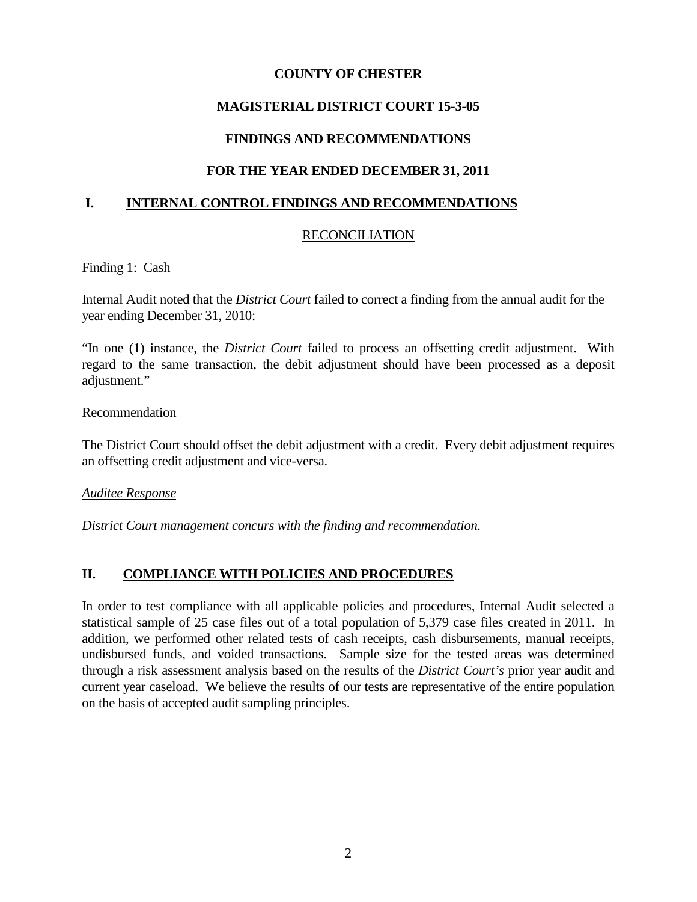**COUNTY OF CHESTER**

**MAGISTERIAL DISTRICT COURT 15-3-05**

**FINDINGS AND RECOMMENDATIONS**

**FOR THE YEAR ENDED DECEMBER 31, 2011**

## I. INTERNAL CONTROL FINDINGS AND RECOMMENDATIONS

RECONCILIATION

Finding 1: Cash

Internal Audit noted that the *District Court* failed to correct a finding from the annual audit for the year ending December 31, 2010:

"In one (1) instance, the *District Court* failed to process an offsetting credit adjustment. With regard to the same transaction, the debit adjustment should have been processed as a deposit adjustment."

Recommendation

The District Court should offset the debit adjustment with a credit. Every debit adjustment requires an offsetting credit adjustment and vice-versa.

*Auditee Response*

*District Court management concurs with the finding and recommendation.*

## II. COMPLIANCE WITH POLICIES AND PROCEDURES

In order to test compliance with all applicable policies and procedures, Internal Audit selected a statistical sample of 25 case files out of a total population of 5,379 case files created in 2011. In addition, we performed other related tests of cash receipts, cash disbursements, manual receipts, undisbursed funds, and voided transactions. Sample size for the tested areas was determined through a risk assessment analysis based on the results of the *District Court's* prior year audit and current year caseload. We believe the results of our tests are representative of the entire population on the basis of accepted audit sampling principles.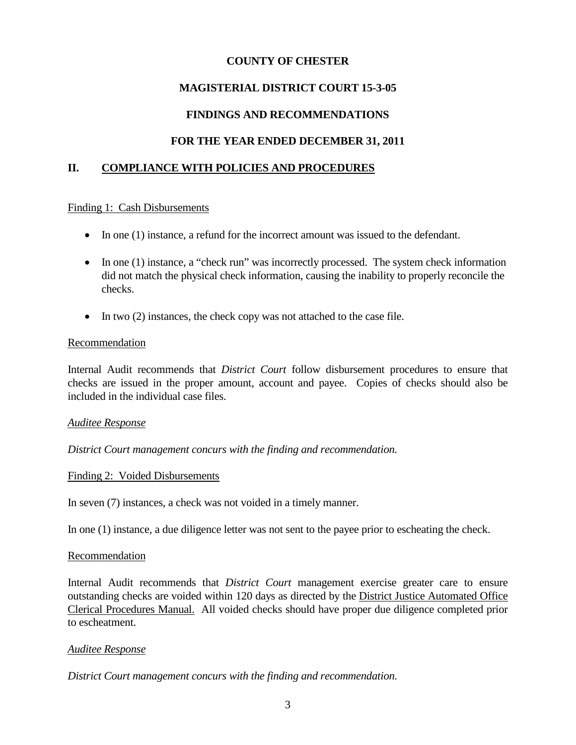**COUNTY OF CHESTER**

**MAGISTERIAL DISTRICT COURT 15-3-05**

**FINDINGS AND RECOMMENDATIONS**

**FOR THE YEAR ENDED DECEMBER 31, 2011**

## II. COMPLIANCE WITH POLICIES AND PROCEDURES

Finding 1: Cash Disbursements

- In one (1) instance, a refund for the incorrect amount was issued to the defendant.
- In one (1) instance, a "check run" was incorrectly processed. The system check information did not match the physical check information, causing the inability to properly reconcile the checks.
- In two (2) instances, the check copy was not attached to the case file.

Recommendation

Internal Audit recommends that *District Court* follow disbursement procedures to ensure that checks are issued in the proper amount, account and payee. Copies of checks should also be included in the individual case files.

*Auditee Response*

*District Court management concurs with the finding and recommendation.*

Finding 2: Voided Disbursements

In seven (7) instances, a check was not voided in a timely manner.

In one (1) instance, a due diligence letter was not sent to the payee prior to escheating the check.

Recommendation

Internal Audit recommends that *District Court* management exercise greater care to ensure outstanding checks are voided within 120 days as directed by the District Justice Automated Office Clerical Procedures Manual. All voided checks should have proper due diligence completed prior to escheatment.

*Auditee Response*

*District Court management concurs with the finding and recommendation.*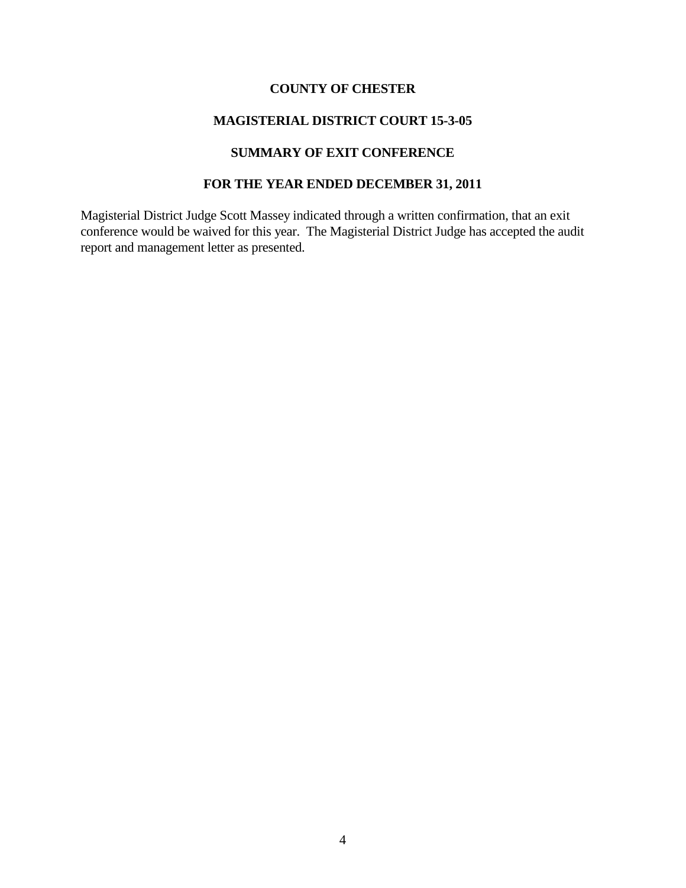**COUNTY OF CHESTER**

**MAGISTERIAL DISTRICT COURT 15-3-05**

**SUMMARY OF EXIT CONFERENCE**

**FOR THE YEAR ENDED DECEMBER 31, 2011**

Magisterial District Judge Scott Massey indicated through a written confirmation, that an exit conference would be waived for this year. The Magisterial District Judge has accepted the audit report and management letter as presented.